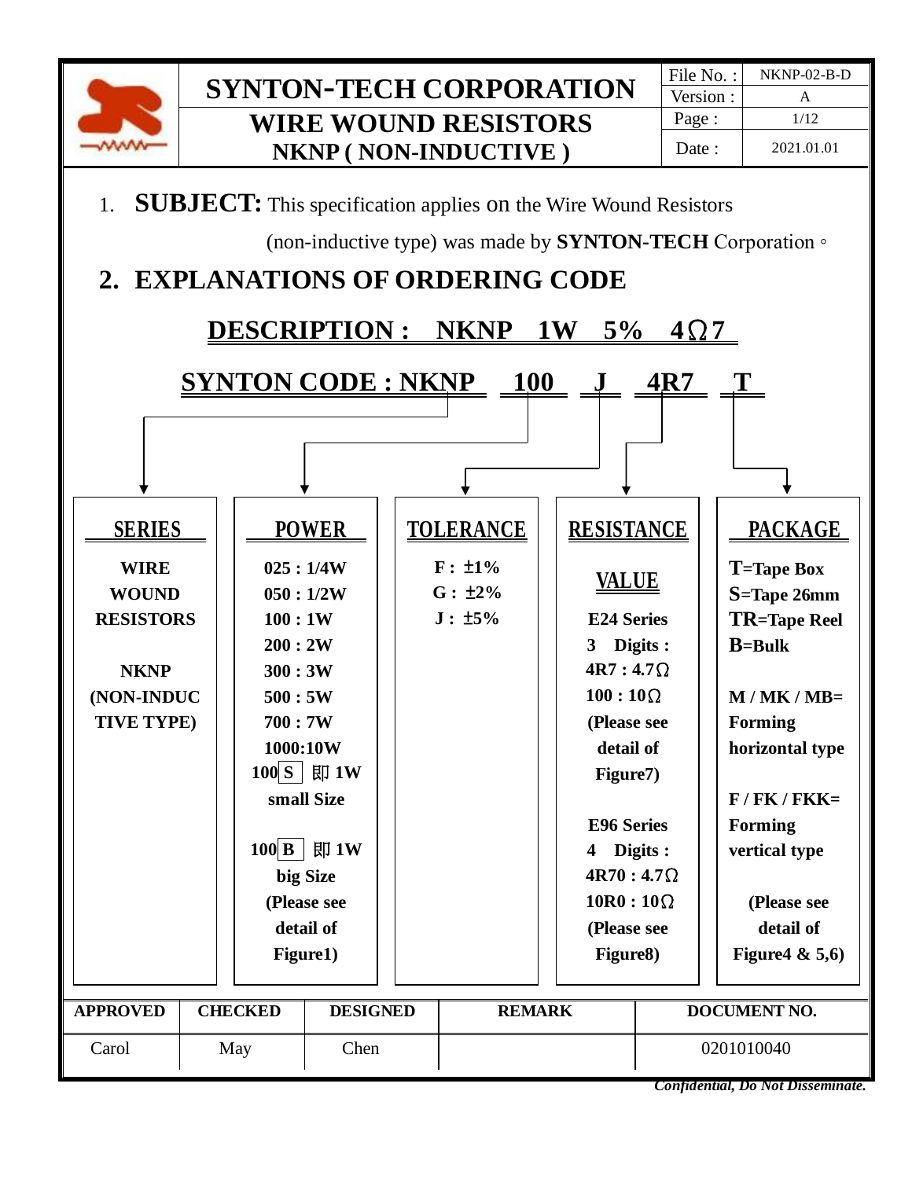# SYNTON-TECH CORPORATION
## WIRE WOUND RESISTORS
## NKNP ( NON-INDUCTIVE )

| File No. : | NKNP-02-B-D |
|---|---|
| Version : | A |
| Page : | 1/12 |
| Date : | 2021.01.01 |

1. **SUBJECT:** This specification applies on the Wire Wound Resistors (non-inductive type) was made by **SYNTON-TECH** Corporation。

## 2. EXPLANATIONS OF ORDERING CODE

**DESCRIPTION : NKNP 1W 5% 4Ω7**

**SYNTON CODE : NKNP 100 J 4R7 T**

| SERIES | POWER | TOLERANCE | RESISTANCE | PACKAGE |
|---|---|---|---|---|
| **WIRE WOUND RESISTORS**<br><br>**NKNP (NON-INDUCTIVE TYPE)** | **025 : 1/4W**<br>**050 : 1/2W**<br>**100 : 1W**<br>**200 : 2W**<br>**300 : 3W**<br>**500 : 5W**<br>**700 : 7W**<br>**1000:10W**<br>**100 S 即 1W small Size**<br><br>**100 B 即 1W big Size**<br>**(Please see detail of Figure1)** | **F : ±1%**<br>**G : ±2%**<br>**J : ±5%** | **VALUE**<br><br>**E24 Series**<br>**3 Digits :**<br>**4R7 : 4.7Ω**<br>**100 : 10Ω**<br>**(Please see detail of Figure7)**<br><br>**E96 Series**<br>**4 Digits :**<br>**4R70 : 4.7Ω**<br>**10R0 : 10Ω**<br>**(Please see Figure8)** | **T=Tape Box**<br>**S=Tape 26mm**<br>**TR=Tape Reel**<br>**B=Bulk**<br><br>**M / MK / MB= Forming horizontal type**<br><br>**F / FK / FKK= Forming vertical type**<br><br>**(Please see detail of Figure4 & 5,6)** |

| APPROVED | CHECKED | DESIGNED | REMARK | DOCUMENT NO. |
|---|---|---|---|---|
| Carol | May | Chen | | 0201010040 |

*Confidential, Do Not Disseminate.*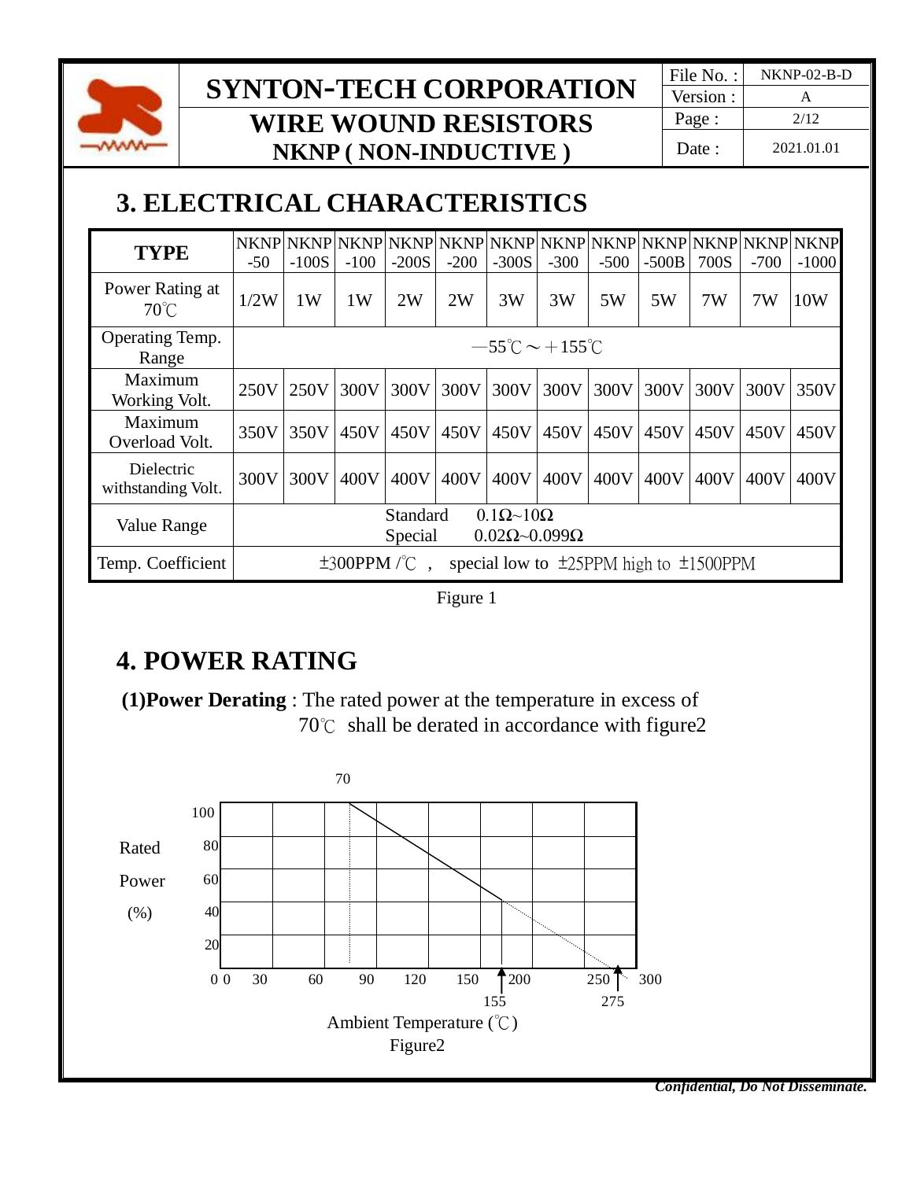## 3. ELECTRICAL CHARACTERISTICS

| TYPE | NKNP -50 | NKNP -100S | NKNP -100 | NKNP -200S | NKNP -200 | NKNP -300S | NKNP -300 | NKNP -500 | NKNP -500B | NKNP 700S | NKNP -700 | NKNP -1000 |
|---|---|---|---|---|---|---|---|---|---|---|---|---|
| Power Rating at 70℃ | 1/2W | 1W | 1W | 2W | 2W | 3W | 3W | 5W | 5W | 7W | 7W | 10W |
| Operating Temp. Range | －55℃～＋155℃ | | | | | | | | | | | |
| Maximum Working Volt. | 250V | 250V | 300V | 300V | 300V | 300V | 300V | 300V | 300V | 300V | 300V | 350V |
| Maximum Overload Volt. | 350V | 350V | 450V | 450V | 450V | 450V | 450V | 450V | 450V | 450V | 450V | 450V |
| Dielectric withstanding Volt. | 300V | 300V | 400V | 400V | 400V | 400V | 400V | 400V | 400V | 400V | 400V | 400V |
| Value Range | Standard 0.1Ω~10Ω<br>Special 0.02Ω~0.099Ω | | | | | | | | | | | |
| Temp. Coefficient | ±300PPM /℃ , special low to ±25PPM high to ±1500PPM | | | | | | | | | | | |

Figure 1

## 4. POWER RATING

**(1)Power Derating** : The rated power at the temperature in excess of 70℃ shall be derated in accordance with figure2

Figure2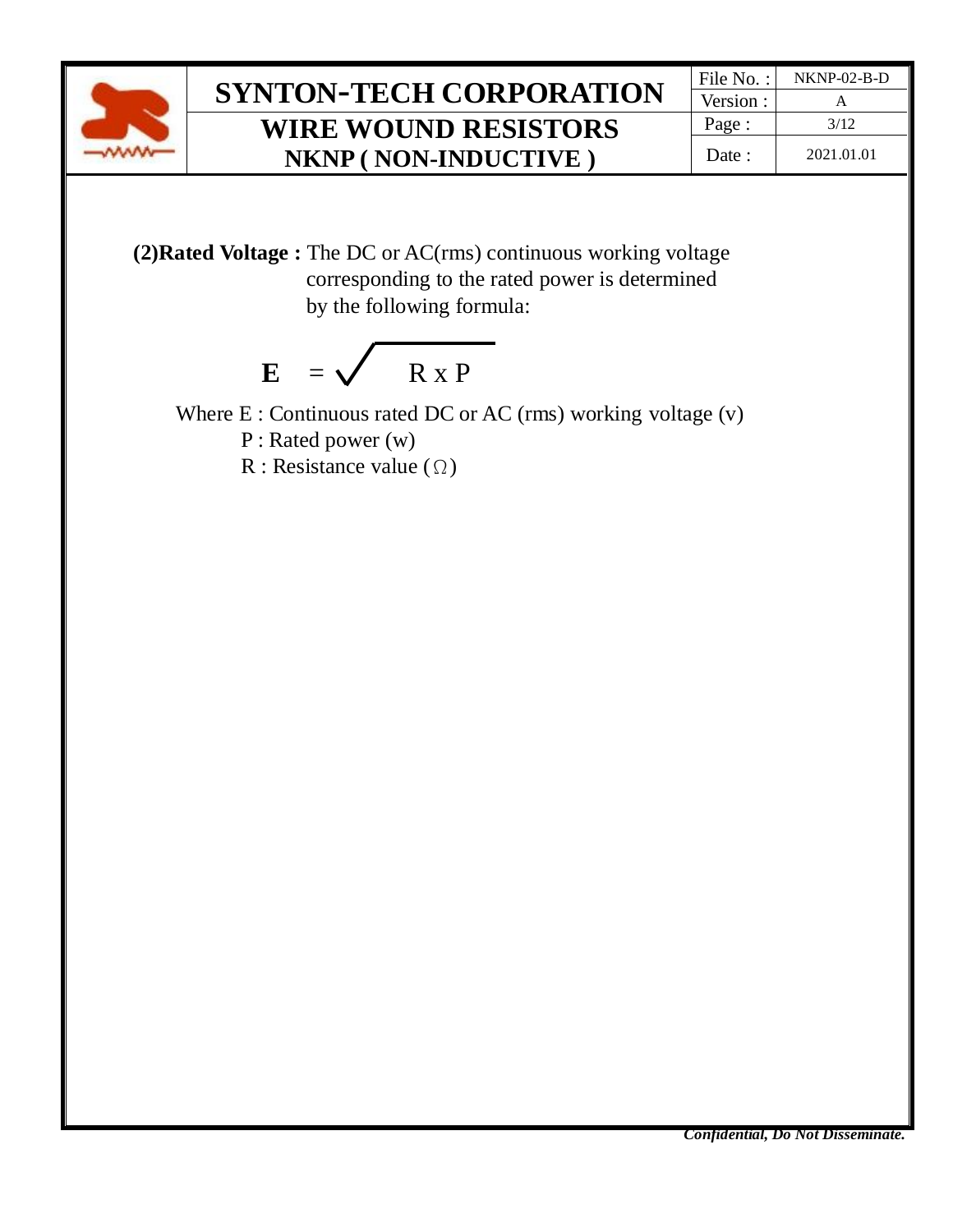**(2)Rated Voltage :** The DC or AC(rms) continuous working voltage corresponding to the rated power is determined by the following formula:

$$\mathbf{E} = \sqrt{R \times P}$$

Where E : Continuous rated DC or AC (rms) working voltage (v)

P : Rated power (w)

R : Resistance value (Ω)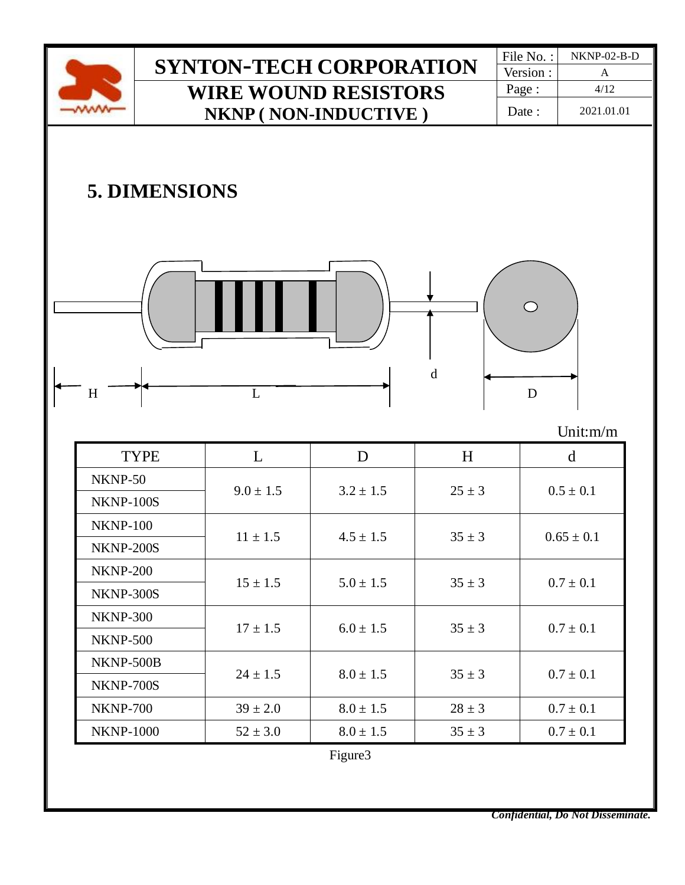## 5. DIMENSIONS

Unit:m/m

| TYPE | L | D | H | d |
|---|---|---|---|---|
| NKNP-50 | 9.0 ± 1.5 | 3.2 ± 1.5 | 25 ± 3 | 0.5 ± 0.1 |
| NKNP-100S | | | | |
| NKNP-100 | 11 ± 1.5 | 4.5 ± 1.5 | 35 ± 3 | 0.65 ± 0.1 |
| NKNP-200S | | | | |
| NKNP-200 | 15 ± 1.5 | 5.0 ± 1.5 | 35 ± 3 | 0.7 ± 0.1 |
| NKNP-300S | | | | |
| NKNP-300 | 17 ± 1.5 | 6.0 ± 1.5 | 35 ± 3 | 0.7 ± 0.1 |
| NKNP-500 | | | | |
| NKNP-500B | 24 ± 1.5 | 8.0 ± 1.5 | 35 ± 3 | 0.7 ± 0.1 |
| NKNP-700S | | | | |
| NKNP-700 | 39 ± 2.0 | 8.0 ± 1.5 | 28 ± 3 | 0.7 ± 0.1 |
| NKNP-1000 | 52 ± 3.0 | 8.0 ± 1.5 | 35 ± 3 | 0.7 ± 0.1 |

Figure3

*Confidential, Do Not Disseminate.*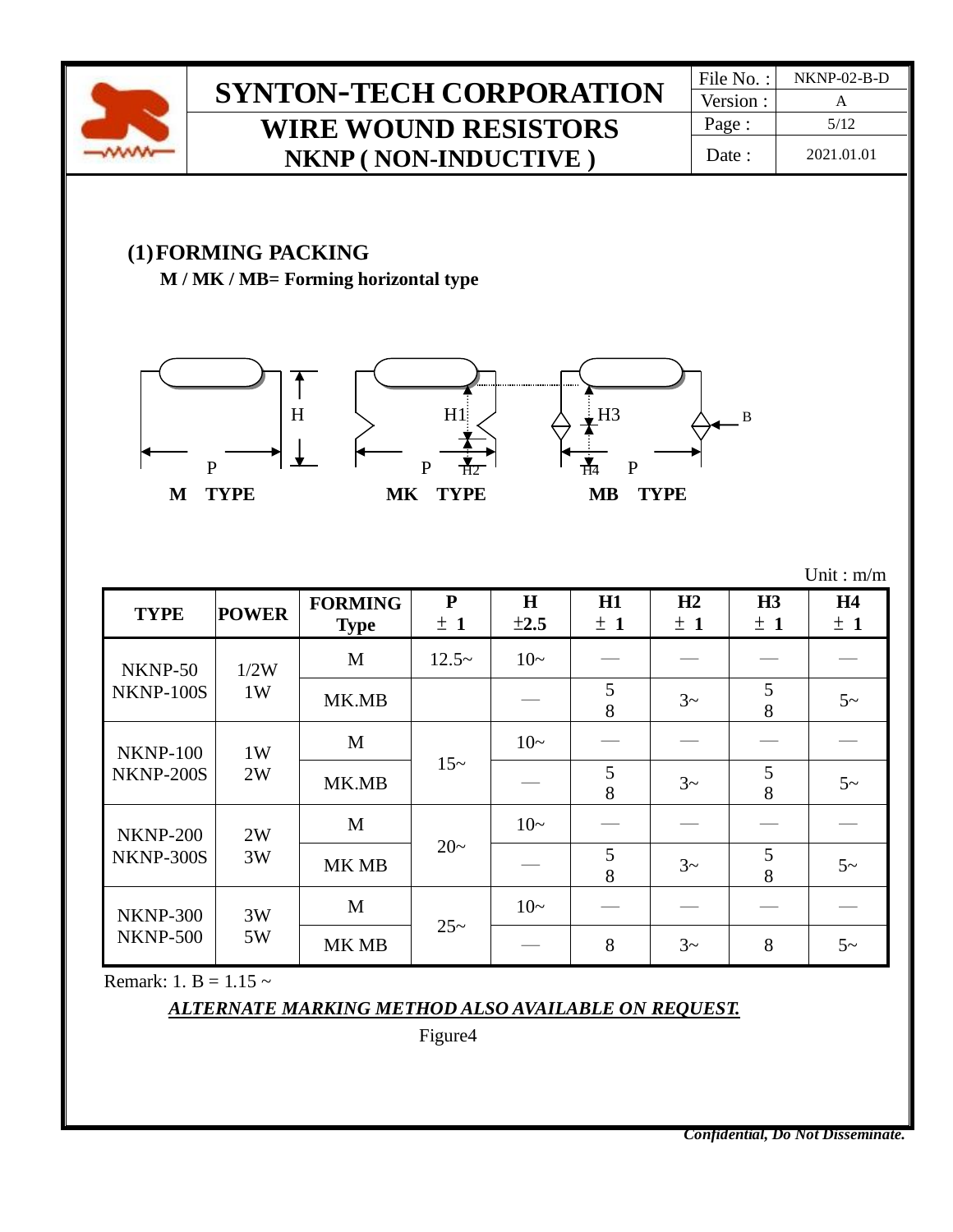## (1) FORMING PACKING

**M / MK / MB= Forming horizontal type**

M TYPE　　MK TYPE　　MB TYPE

Unit : m/m

| TYPE | POWER | FORMING Type | P ± 1 | H ±2.5 | H1 ± 1 | H2 ± 1 | H3 ± 1 | H4 ± 1 |
|---|---|---|---|---|---|---|---|---|
| NKNP-50<br>NKNP-100S | 1/2W<br>1W | M | 12.5~ | 10~ | — | — | — | — |
| | | MK.MB | | — | 5<br>8 | 3~ | 5<br>8 | 5~ |
| NKNP-100<br>NKNP-200S | 1W<br>2W | M | 15~ | 10~ | — | — | — | — |
| | | MK.MB | | — | 5<br>8 | 3~ | 5<br>8 | 5~ |
| NKNP-200<br>NKNP-300S | 2W<br>3W | M | 20~ | 10~ | — | — | — | — |
| | | MK MB | | — | 5<br>8 | 3~ | 5<br>8 | 5~ |
| NKNP-300<br>NKNP-500 | 3W<br>5W | M | 25~ | 10~ | — | — | — | — |
| | | MK MB | | — | 8 | 3~ | 8 | 5~ |

Remark: 1. B = 1.15 ~

***ALTERNATE MARKING METHOD ALSO AVAILABLE ON REQUEST.***

Figure4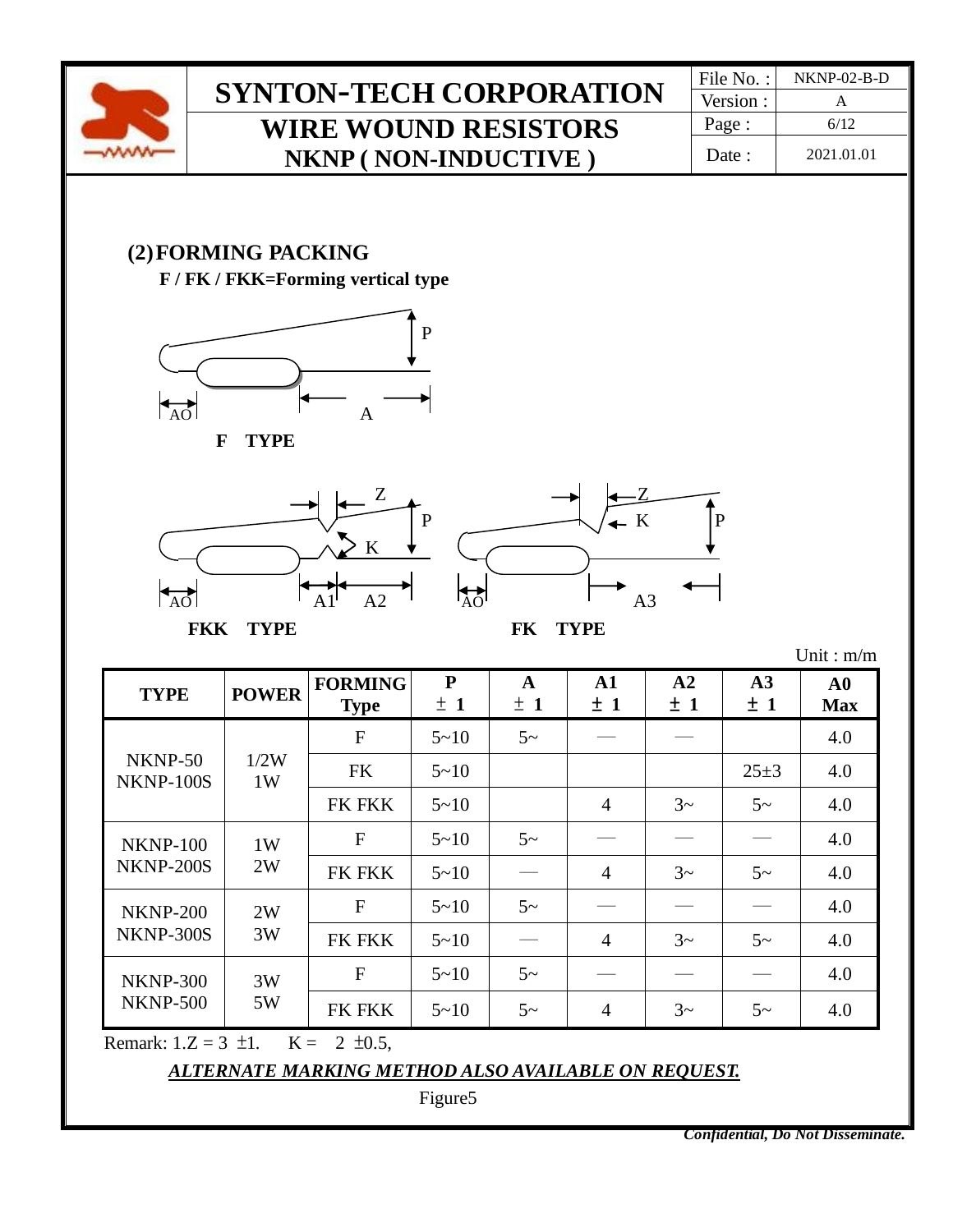## (2) FORMING PACKING

**F / FK / FKK=Forming vertical type**

P

AO A

**F TYPE**

Z P K

AO A1 A2

**FKK TYPE**

Z K P

AO A3

**FK TYPE**

Unit : m/m

| TYPE | POWER | FORMING Type | P ± 1 | A ± 1 | A1 ± 1 | A2 ± 1 | A3 ± 1 | A0 Max |
|---|---|---|---|---|---|---|---|---|
| NKNP-50<br>NKNP-100S | 1/2W<br>1W | F | 5~10 | 5~ | — | — | | 4.0 |
| | | FK | 5~10 | | | | 25±3 | 4.0 |
| | | FK FKK | 5~10 | | 4 | 3~ | 5~ | 4.0 |
| NKNP-100<br>NKNP-200S | 1W<br>2W | F | 5~10 | 5~ | — | — | — | 4.0 |
| | | FK FKK | 5~10 | — | 4 | 3~ | 5~ | 4.0 |
| NKNP-200<br>NKNP-300S | 2W<br>3W | F | 5~10 | 5~ | — | — | — | 4.0 |
| | | FK FKK | 5~10 | — | 4 | 3~ | 5~ | 4.0 |
| NKNP-300<br>NKNP-500 | 3W<br>5W | F | 5~10 | 5~ | — | — | — | 4.0 |
| | | FK FKK | 5~10 | 5~ | 4 | 3~ | 5~ | 4.0 |

Remark: 1.Z = 3 ±1. K = 2 ±0.5,

***ALTERNATE MARKING METHOD ALSO AVAILABLE ON REQUEST.***

Figure5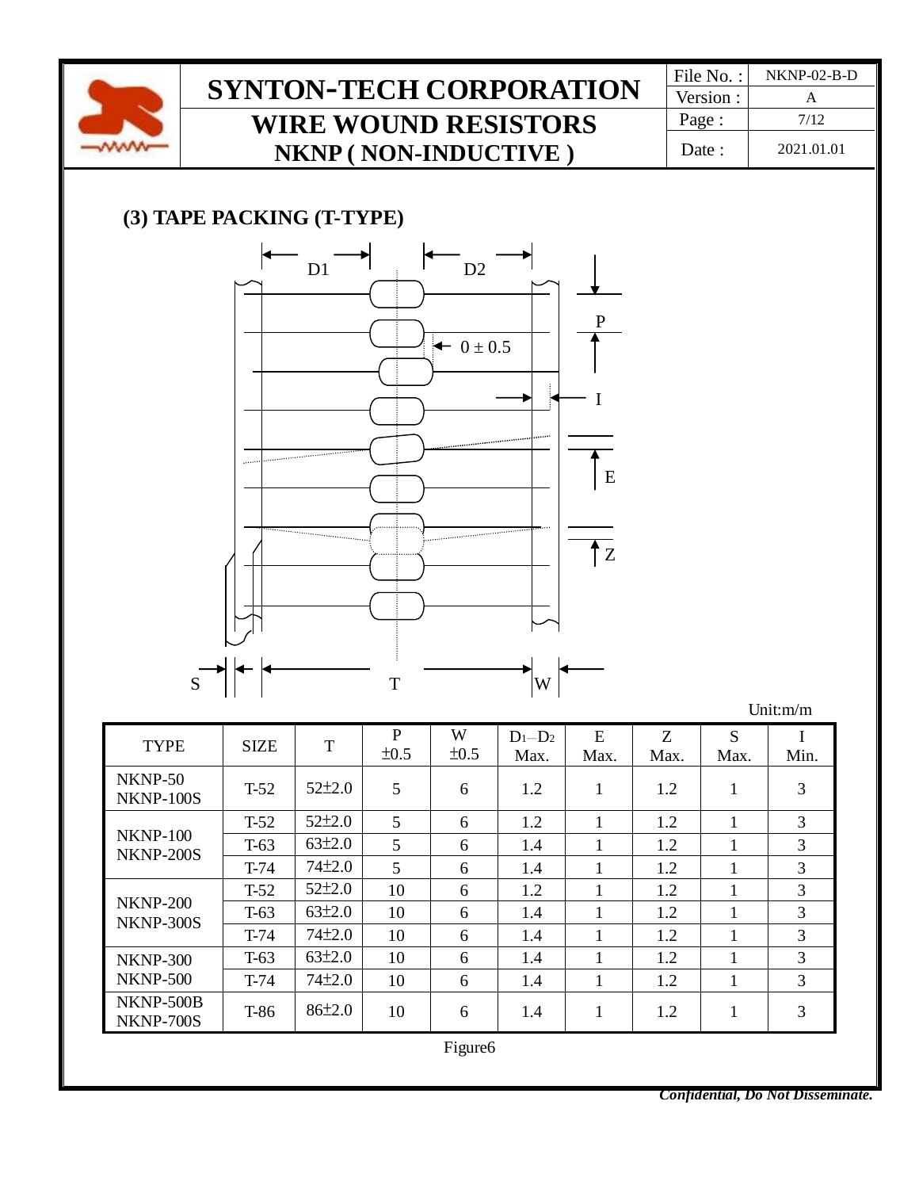### (3) TAPE PACKING (T-TYPE)

Unit:m/m

| TYPE | SIZE | T | P ±0.5 | W ±0.5 | $D_1$–$D_2$ Max. | E Max. | Z Max. | S Max. | I Min. |
|---|---|---|---|---|---|---|---|---|---|
| NKNP-50 NKNP-100S | T-52 | 52±2.0 | 5 | 6 | 1.2 | 1 | 1.2 | 1 | 3 |
| NKNP-100 NKNP-200S | T-52 | 52±2.0 | 5 | 6 | 1.2 | 1 | 1.2 | 1 | 3 |
| | T-63 | 63±2.0 | 5 | 6 | 1.4 | 1 | 1.2 | 1 | 3 |
| | T-74 | 74±2.0 | 5 | 6 | 1.4 | 1 | 1.2 | 1 | 3 |
| NKNP-200 NKNP-300S | T-52 | 52±2.0 | 10 | 6 | 1.2 | 1 | 1.2 | 1 | 3 |
| | T-63 | 63±2.0 | 10 | 6 | 1.4 | 1 | 1.2 | 1 | 3 |
| | T-74 | 74±2.0 | 10 | 6 | 1.4 | 1 | 1.2 | 1 | 3 |
| NKNP-300 NKNP-500 | T-63 | 63±2.0 | 10 | 6 | 1.4 | 1 | 1.2 | 1 | 3 |
| | T-74 | 74±2.0 | 10 | 6 | 1.4 | 1 | 1.2 | 1 | 3 |
| NKNP-500B NKNP-700S | T-86 | 86±2.0 | 10 | 6 | 1.4 | 1 | 1.2 | 1 | 3 |

Figure6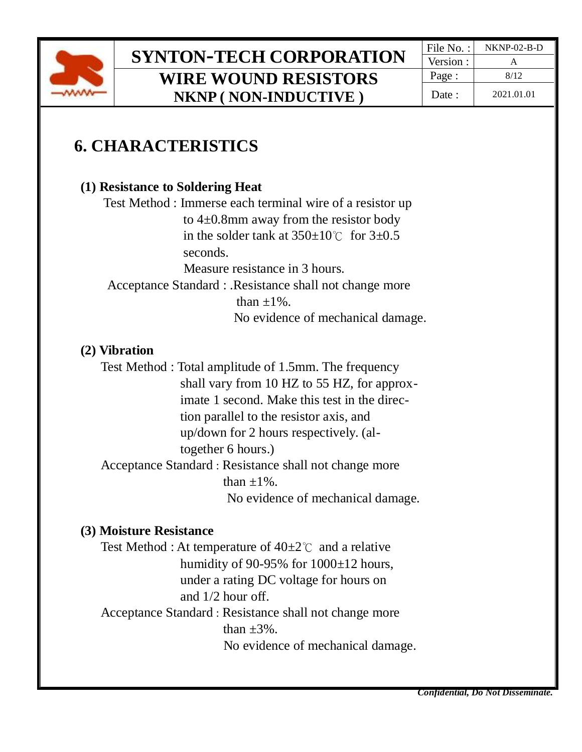# 6. CHARACTERISTICS

**(1) Resistance to Soldering Heat**

Test Method : Immerse each terminal wire of a resistor up to 4±0.8mm away from the resistor body in the solder tank at 350±10℃ for 3±0.5 seconds.

Measure resistance in 3 hours.

Acceptance Standard : .Resistance shall not change more than ±1%.

No evidence of mechanical damage.

**(2) Vibration**

Test Method : Total amplitude of 1.5mm. The frequency shall vary from 10 HZ to 55 HZ, for approximate 1 second. Make this test in the direction parallel to the resistor axis, and up/down for 2 hours respectively. (altogether 6 hours.)

Acceptance Standard : Resistance shall not change more than ±1%.

No evidence of mechanical damage.

**(3) Moisture Resistance**

Test Method : At temperature of 40±2℃ and a relative humidity of 90-95% for 1000±12 hours, under a rating DC voltage for hours on and 1/2 hour off.

Acceptance Standard : Resistance shall not change more than ±3%.

No evidence of mechanical damage.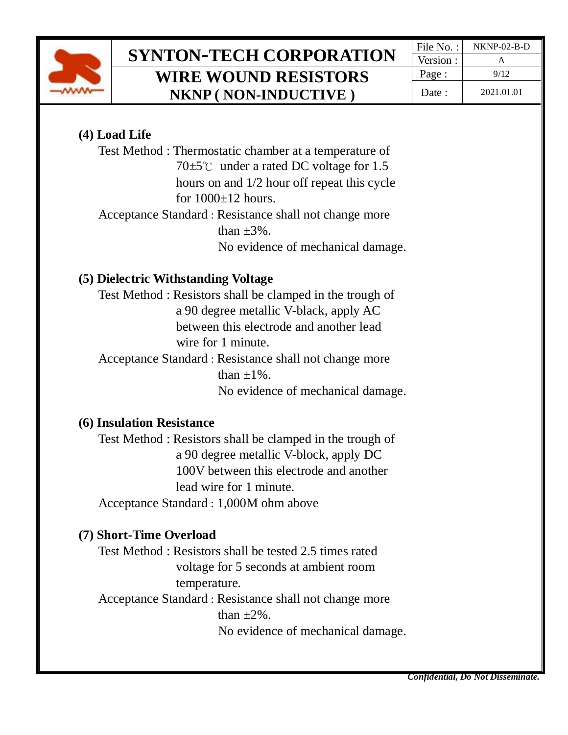### (4) Load Life

Test Method : Thermostatic chamber at a temperature of 70±5℃ under a rated DC voltage for 1.5 hours on and 1/2 hour off repeat this cycle for 1000±12 hours.

Acceptance Standard : Resistance shall not change more than ±3%.
No evidence of mechanical damage.

### (5) Dielectric Withstanding Voltage

Test Method : Resistors shall be clamped in the trough of a 90 degree metallic V-black, apply AC between this electrode and another lead wire for 1 minute.

Acceptance Standard : Resistance shall not change more than ±1%.
No evidence of mechanical damage.

### (6) Insulation Resistance

Test Method : Resistors shall be clamped in the trough of a 90 degree metallic V-block, apply DC 100V between this electrode and another lead wire for 1 minute.

Acceptance Standard : 1,000M ohm above

### (7) Short-Time Overload

Test Method : Resistors shall be tested 2.5 times rated voltage for 5 seconds at ambient room temperature.

Acceptance Standard : Resistance shall not change more than ±2%.
No evidence of mechanical damage.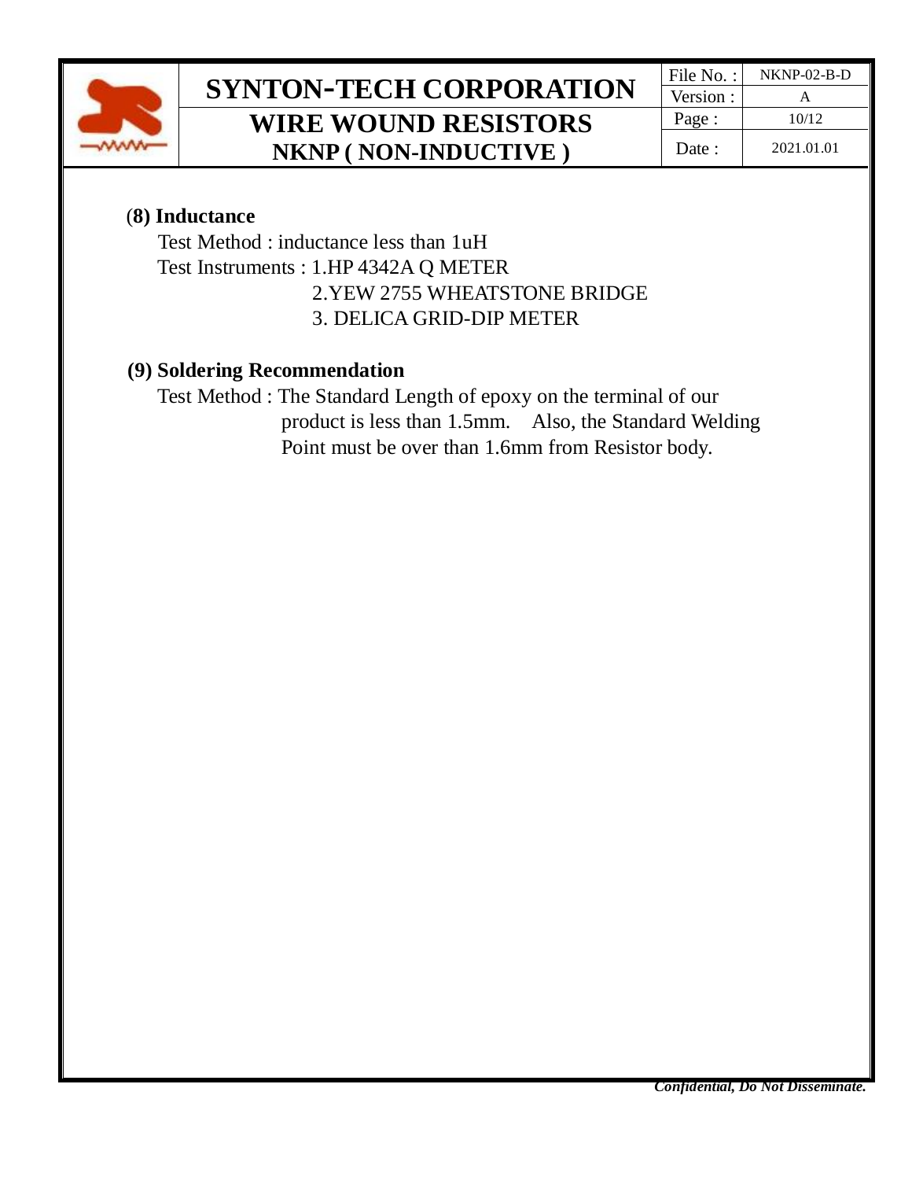**(8) Inductance**

Test Method : inductance less than 1uH

Test Instruments : 1.HP 4342A Q METER
2.YEW 2755 WHEATSTONE BRIDGE
3. DELICA GRID-DIP METER

**(9) Soldering Recommendation**

Test Method : The Standard Length of epoxy on the terminal of our product is less than 1.5mm. Also, the Standard Welding Point must be over than 1.6mm from Resistor body.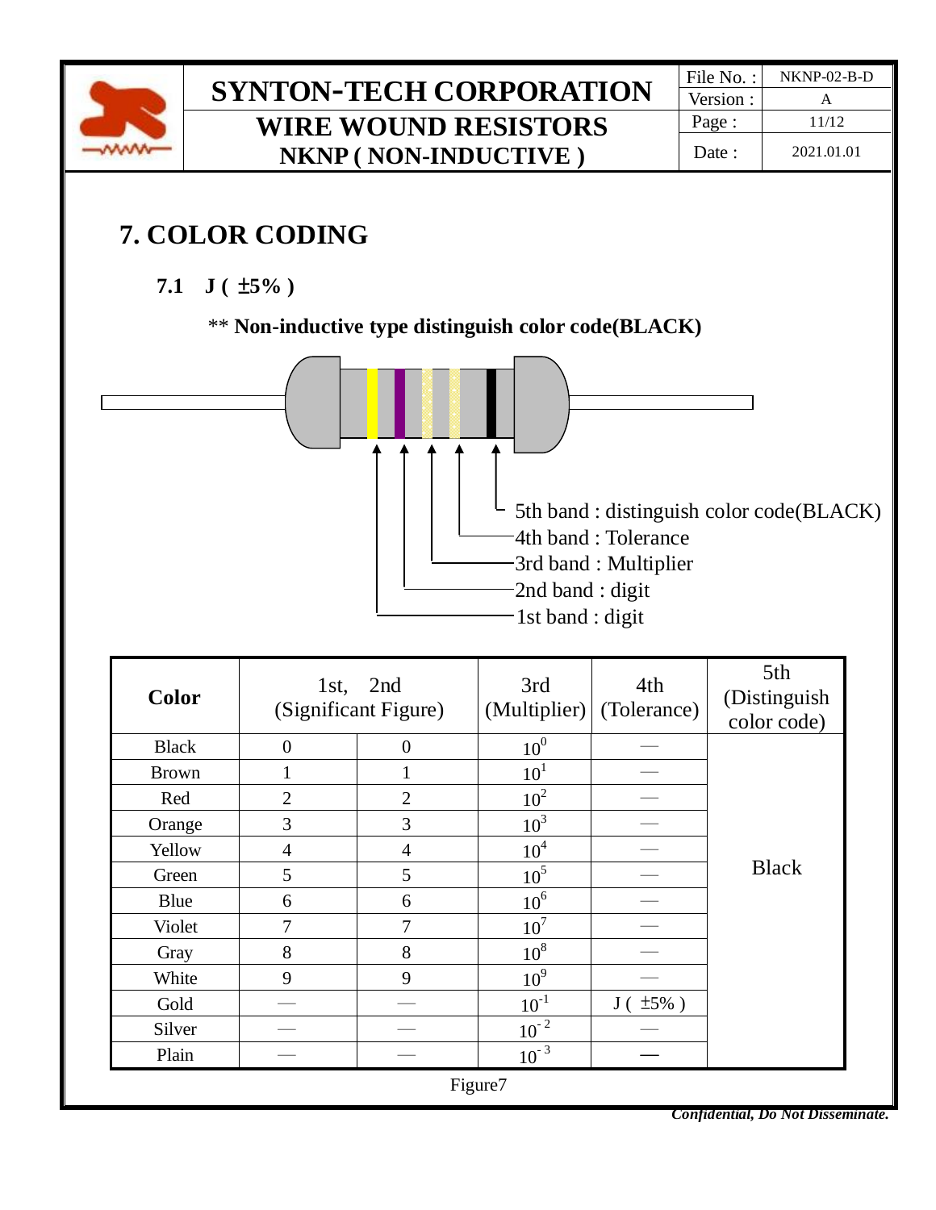# 7. COLOR CODING

## 7.1 J ( ±5% )

** **Non-inductive type distinguish color code(BLACK)**

5th band : distinguish color code(BLACK)
4th band : Tolerance
3rd band : Multiplier
2nd band : digit
1st band : digit

| Color | 1st, 2nd (Significant Figure) | | 3rd (Multiplier) | 4th (Tolerance) | 5th (Distinguish color code) |
|---|---|---|---|---|---|
| Black | 0 | 0 | $10^{0}$ | — | Black |
| Brown | 1 | 1 | $10^{1}$ | — | |
| Red | 2 | 2 | $10^{2}$ | — | |
| Orange | 3 | 3 | $10^{3}$ | — | |
| Yellow | 4 | 4 | $10^{4}$ | — | |
| Green | 5 | 5 | $10^{5}$ | — | |
| Blue | 6 | 6 | $10^{6}$ | — | |
| Violet | 7 | 7 | $10^{7}$ | — | |
| Gray | 8 | 8 | $10^{8}$ | — | |
| White | 9 | 9 | $10^{9}$ | — | |
| Gold | — | — | $10^{-1}$ | J ( ±5% ) | |
| Silver | — | — | $10^{-2}$ | — | |
| Plain | — | — | $10^{-3}$ | — | |

Figure7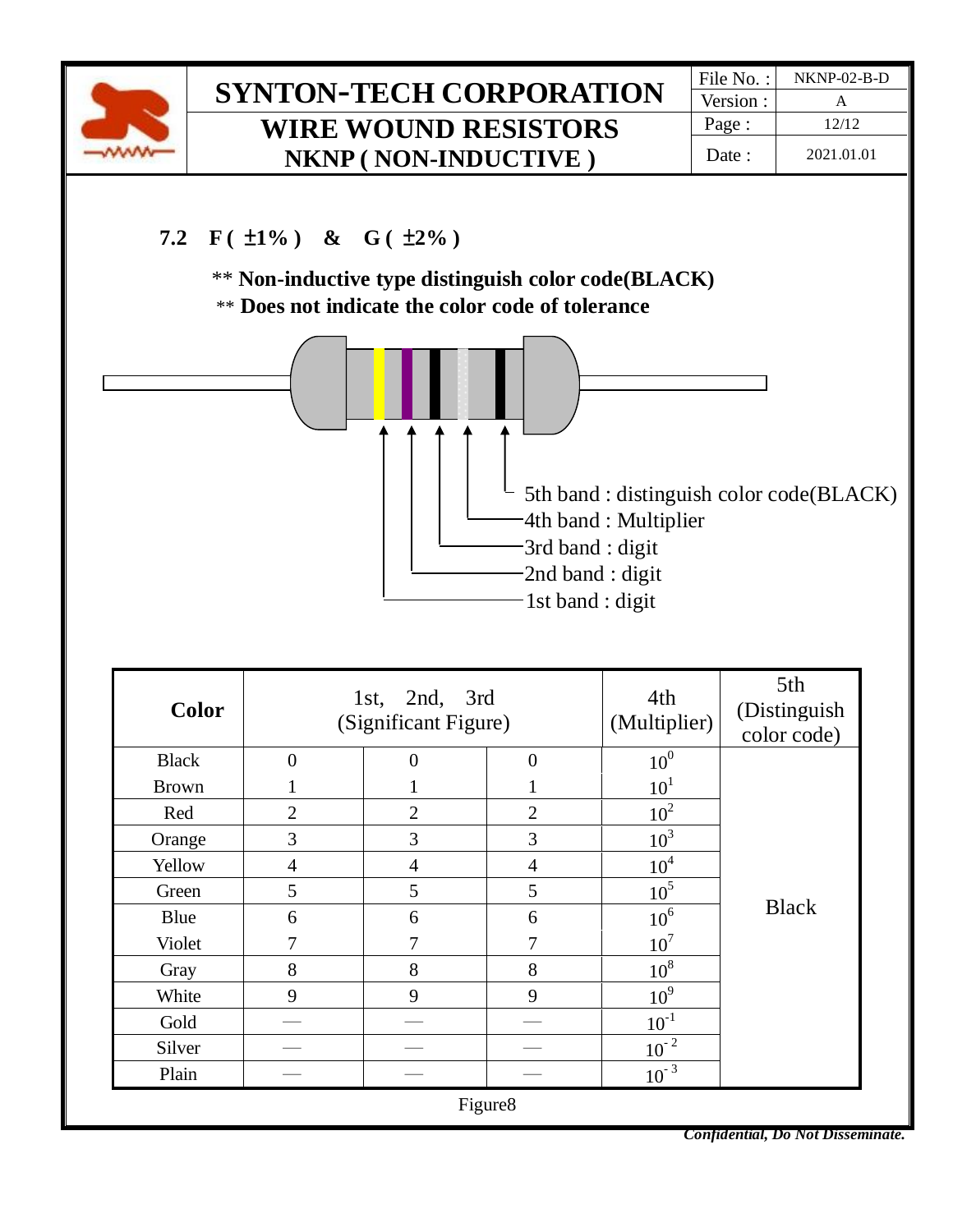## 7.2 F ( ±1% ) & G ( ±2% )

** **Non-inductive type distinguish color code(BLACK)**

** **Does not indicate the color code of tolerance**

5th band : distinguish color code(BLACK)
4th band : Multiplier
3rd band : digit
2nd band : digit
1st band : digit

| Color | 1st, 2nd, 3rd (Significant Figure) | | | 4th (Multiplier) | 5th (Distinguish color code) |
|---|---|---|---|---|---|
| Black | 0 | 0 | 0 | $10^0$ | Black |
| Brown | 1 | 1 | 1 | $10^1$ | |
| Red | 2 | 2 | 2 | $10^2$ | |
| Orange | 3 | 3 | 3 | $10^3$ | |
| Yellow | 4 | 4 | 4 | $10^4$ | |
| Green | 5 | 5 | 5 | $10^5$ | |
| Blue | 6 | 6 | 6 | $10^6$ | |
| Violet | 7 | 7 | 7 | $10^7$ | |
| Gray | 8 | 8 | 8 | $10^8$ | |
| White | 9 | 9 | 9 | $10^9$ | |
| Gold | — | — | — | $10^{-1}$ | |
| Silver | — | — | — | $10^{-2}$ | |
| Plain | — | — | — | $10^{-3}$ | |

Figure8

***Confidential, Do Not Disseminate.***